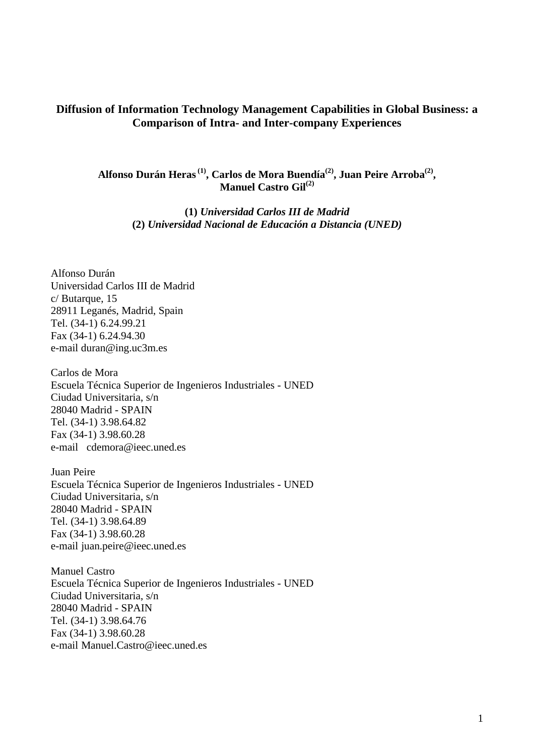# Diffusion of Information Technology Management Capabilities in Global Business: a Comparison of Intra- and Inter-company Experiences

**Alfonso Durán Heras [1], Carlos de Mora Buendía[2], Juan Peire Arroba[2], Manuel Castro Gil[2]**

**(1)** ***Universidad Carlos III de Madrid***
**(2)** ***Universidad Nacional de Educación a Distancia (UNED)***

Alfonso Durán
Universidad Carlos III de Madrid
c/ Butarque, 15
28911 Leganés, Madrid, Spain
Tel. (34-1) 6.24.99.21
Fax (34-1) 6.24.94.30
e-mail duran@ing.uc3m.es

Carlos de Mora
Escuela Técnica Superior de Ingenieros Industriales - UNED
Ciudad Universitaria, s/n
28040 Madrid - SPAIN
Tel. (34-1) 3.98.64.82
Fax (34-1) 3.98.60.28
e-mail cdemora@ieec.uned.es

Juan Peire
Escuela Técnica Superior de Ingenieros Industriales - UNED
Ciudad Universitaria, s/n
28040 Madrid - SPAIN
Tel. (34-1) 3.98.64.89
Fax (34-1) 3.98.60.28
e-mail juan.peire@ieec.uned.es

Manuel Castro
Escuela Técnica Superior de Ingenieros Industriales - UNED
Ciudad Universitaria, s/n
28040 Madrid - SPAIN
Tel. (34-1) 3.98.64.76
Fax (34-1) 3.98.60.28
e-mail Manuel.Castro@ieec.uned.es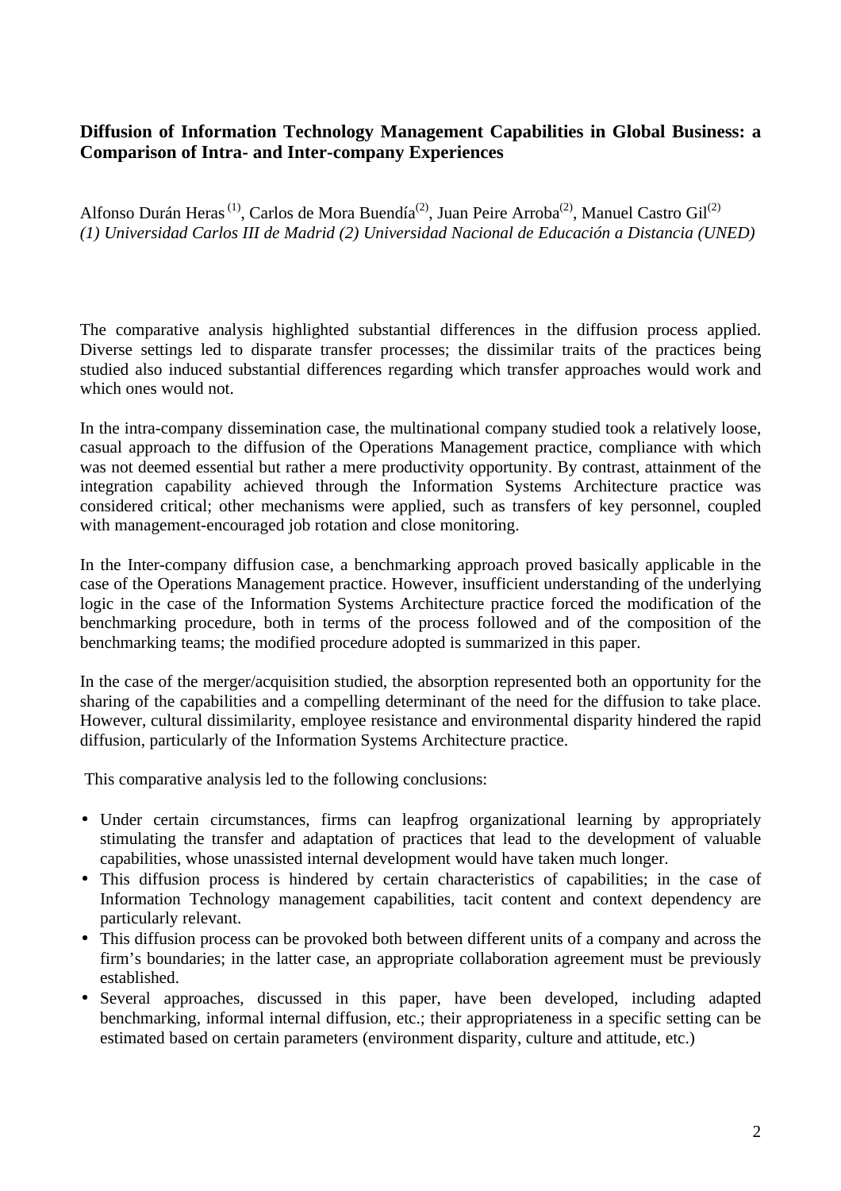**Diffusion of Information Technology Management Capabilities in Global Business: a Comparison of Intra- and Inter-company Experiences**

Alfonso Durán Heras [1], Carlos de Mora Buendía[2], Juan Peire Arroba[2], Manuel Castro Gil[2]
*(1) Universidad Carlos III de Madrid (2) Universidad Nacional de Educación a Distancia (UNED)*

The comparative analysis highlighted substantial differences in the diffusion process applied. Diverse settings led to disparate transfer processes; the dissimilar traits of the practices being studied also induced substantial differences regarding which transfer approaches would work and which ones would not.

In the intra-company dissemination case, the multinational company studied took a relatively loose, casual approach to the diffusion of the Operations Management practice, compliance with which was not deemed essential but rather a mere productivity opportunity. By contrast, attainment of the integration capability achieved through the Information Systems Architecture practice was considered critical; other mechanisms were applied, such as transfers of key personnel, coupled with management-encouraged job rotation and close monitoring.

In the Inter-company diffusion case, a benchmarking approach proved basically applicable in the case of the Operations Management practice. However, insufficient understanding of the underlying logic in the case of the Information Systems Architecture practice forced the modification of the benchmarking procedure, both in terms of the process followed and of the composition of the benchmarking teams; the modified procedure adopted is summarized in this paper.

In the case of the merger/acquisition studied, the absorption represented both an opportunity for the sharing of the capabilities and a compelling determinant of the need for the diffusion to take place. However, cultural dissimilarity, employee resistance and environmental disparity hindered the rapid diffusion, particularly of the Information Systems Architecture practice.

This comparative analysis led to the following conclusions:

- Under certain circumstances, firms can leapfrog organizational learning by appropriately stimulating the transfer and adaptation of practices that lead to the development of valuable capabilities, whose unassisted internal development would have taken much longer.
- This diffusion process is hindered by certain characteristics of capabilities; in the case of Information Technology management capabilities, tacit content and context dependency are particularly relevant.
- This diffusion process can be provoked both between different units of a company and across the firm's boundaries; in the latter case, an appropriate collaboration agreement must be previously established.
- Several approaches, discussed in this paper, have been developed, including adapted benchmarking, informal internal diffusion, etc.; their appropriateness in a specific setting can be estimated based on certain parameters (environment disparity, culture and attitude, etc.)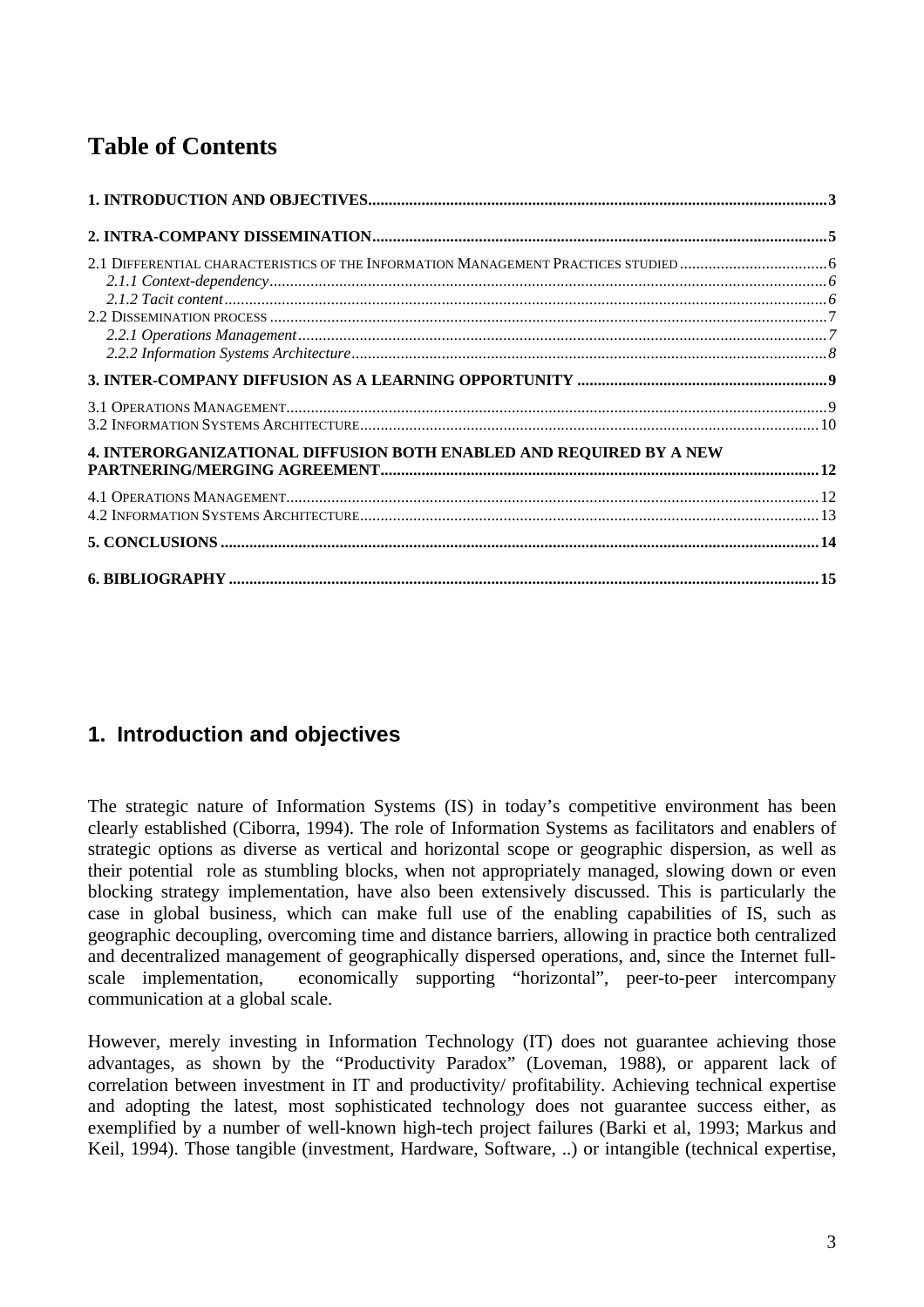# Table of Contents

**1. INTRODUCTION AND OBJECTIVES ... 3**

**2. INTRA-COMPANY DISSEMINATION ... 5**

2.1 DIFFERENTIAL CHARACTERISTICS OF THE INFORMATION MANAGEMENT PRACTICES STUDIED ... 6
*2.1.1 Context-dependency ... 6*
*2.1.2 Tacit content ... 6*
2.2 DISSEMINATION PROCESS ... 7
*2.2.1 Operations Management ... 7*
*2.2.2 Information Systems Architecture ... 8*

**3. INTER-COMPANY DIFFUSION AS A LEARNING OPPORTUNITY ... 9**

3.1 OPERATIONS MANAGEMENT ... 9
3.2 INFORMATION SYSTEMS ARCHITECTURE ... 10

**4. INTERORGANIZATIONAL DIFFUSION BOTH ENABLED AND REQUIRED BY A NEW PARTNERING/MERGING AGREEMENT ... 12**

4.1 OPERATIONS MANAGEMENT ... 12
4.2 INFORMATION SYSTEMS ARCHITECTURE ... 13

**5. CONCLUSIONS ... 14**

**6. BIBLIOGRAPHY ... 15**

## 1. Introduction and objectives

The strategic nature of Information Systems (IS) in today's competitive environment has been clearly established (Ciborra, 1994). The role of Information Systems as facilitators and enablers of strategic options as diverse as vertical and horizontal scope or geographic dispersion, as well as their potential role as stumbling blocks, when not appropriately managed, slowing down or even blocking strategy implementation, have also been extensively discussed. This is particularly the case in global business, which can make full use of the enabling capabilities of IS, such as geographic decoupling, overcoming time and distance barriers, allowing in practice both centralized and decentralized management of geographically dispersed operations, and, since the Internet full-scale implementation, economically supporting "horizontal", peer-to-peer intercompany communication at a global scale.

However, merely investing in Information Technology (IT) does not guarantee achieving those advantages, as shown by the "Productivity Paradox" (Loveman, 1988), or apparent lack of correlation between investment in IT and productivity/ profitability. Achieving technical expertise and adopting the latest, most sophisticated technology does not guarantee success either, as exemplified by a number of well-known high-tech project failures (Barki et al, 1993; Markus and Keil, 1994). Those tangible (investment, Hardware, Software, ..) or intangible (technical expertise,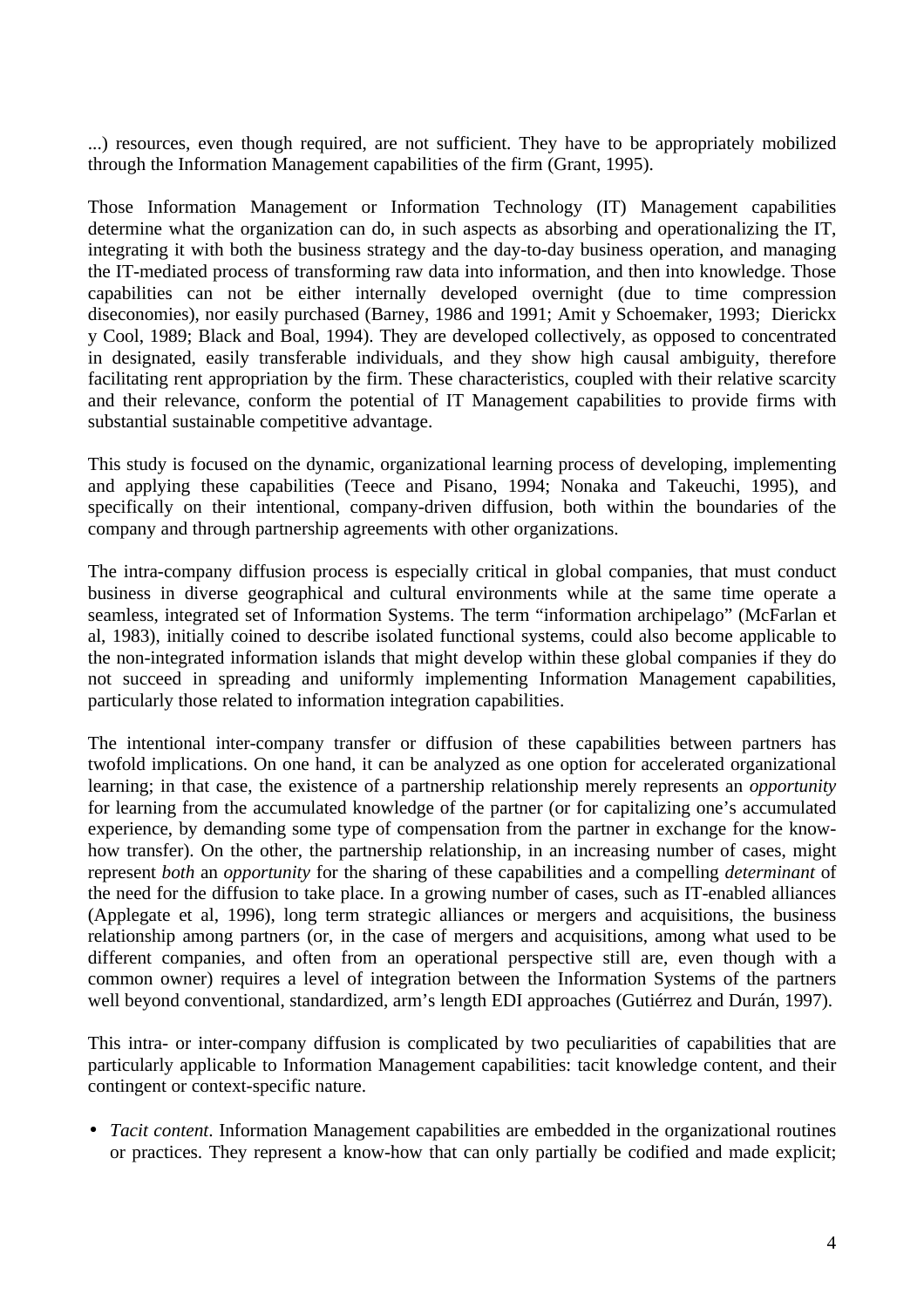...) resources, even though required, are not sufficient. They have to be appropriately mobilized through the Information Management capabilities of the firm (Grant, 1995).

Those Information Management or Information Technology (IT) Management capabilities determine what the organization can do, in such aspects as absorbing and operationalizing the IT, integrating it with both the business strategy and the day-to-day business operation, and managing the IT-mediated process of transforming raw data into information, and then into knowledge. Those capabilities can not be either internally developed overnight (due to time compression diseconomies), nor easily purchased (Barney, 1986 and 1991; Amit y Schoemaker, 1993; Dierickx y Cool, 1989; Black and Boal, 1994). They are developed collectively, as opposed to concentrated in designated, easily transferable individuals, and they show high causal ambiguity, therefore facilitating rent appropriation by the firm. These characteristics, coupled with their relative scarcity and their relevance, conform the potential of IT Management capabilities to provide firms with substantial sustainable competitive advantage.

This study is focused on the dynamic, organizational learning process of developing, implementing and applying these capabilities (Teece and Pisano, 1994; Nonaka and Takeuchi, 1995), and specifically on their intentional, company-driven diffusion, both within the boundaries of the company and through partnership agreements with other organizations.

The intra-company diffusion process is especially critical in global companies, that must conduct business in diverse geographical and cultural environments while at the same time operate a seamless, integrated set of Information Systems. The term "information archipelago" (McFarlan et al, 1983), initially coined to describe isolated functional systems, could also become applicable to the non-integrated information islands that might develop within these global companies if they do not succeed in spreading and uniformly implementing Information Management capabilities, particularly those related to information integration capabilities.

The intentional inter-company transfer or diffusion of these capabilities between partners has twofold implications. On one hand, it can be analyzed as one option for accelerated organizational learning; in that case, the existence of a partnership relationship merely represents an *opportunity* for learning from the accumulated knowledge of the partner (or for capitalizing one's accumulated experience, by demanding some type of compensation from the partner in exchange for the know-how transfer). On the other, the partnership relationship, in an increasing number of cases, might represent *both* an *opportunity* for the sharing of these capabilities and a compelling *determinant* of the need for the diffusion to take place. In a growing number of cases, such as IT-enabled alliances (Applegate et al, 1996), long term strategic alliances or mergers and acquisitions, the business relationship among partners (or, in the case of mergers and acquisitions, among what used to be different companies, and often from an operational perspective still are, even though with a common owner) requires a level of integration between the Information Systems of the partners well beyond conventional, standardized, arm's length EDI approaches (Gutiérrez and Durán, 1997).

This intra- or inter-company diffusion is complicated by two peculiarities of capabilities that are particularly applicable to Information Management capabilities: tacit knowledge content, and their contingent or context-specific nature.

- *Tacit content*. Information Management capabilities are embedded in the organizational routines or practices. They represent a know-how that can only partially be codified and made explicit;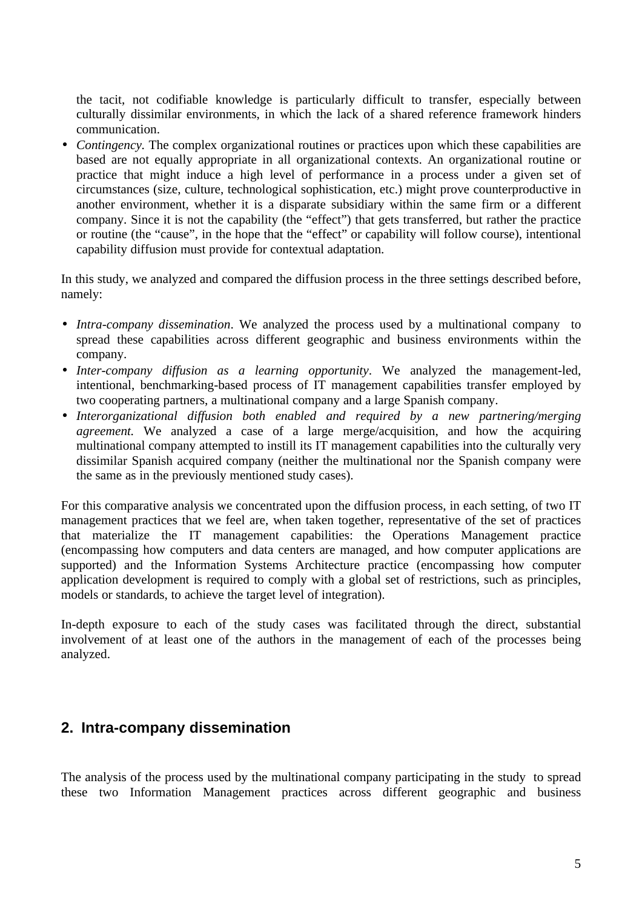the tacit, not codifiable knowledge is particularly difficult to transfer, especially between culturally dissimilar environments, in which the lack of a shared reference framework hinders communication.

- *Contingency.* The complex organizational routines or practices upon which these capabilities are based are not equally appropriate in all organizational contexts. An organizational routine or practice that might induce a high level of performance in a process under a given set of circumstances (size, culture, technological sophistication, etc.) might prove counterproductive in another environment, whether it is a disparate subsidiary within the same firm or a different company. Since it is not the capability (the "effect") that gets transferred, but rather the practice or routine (the "cause", in the hope that the "effect" or capability will follow course), intentional capability diffusion must provide for contextual adaptation.

In this study, we analyzed and compared the diffusion process in the three settings described before, namely:

- *Intra-company dissemination*. We analyzed the process used by a multinational company to spread these capabilities across different geographic and business environments within the company.
- *Inter-company diffusion as a learning opportunity*. We analyzed the management-led, intentional, benchmarking-based process of IT management capabilities transfer employed by two cooperating partners, a multinational company and a large Spanish company.
- *Interorganizational diffusion both enabled and required by a new partnering/merging agreement.* We analyzed a case of a large merge/acquisition, and how the acquiring multinational company attempted to instill its IT management capabilities into the culturally very dissimilar Spanish acquired company (neither the multinational nor the Spanish company were the same as in the previously mentioned study cases).

For this comparative analysis we concentrated upon the diffusion process, in each setting, of two IT management practices that we feel are, when taken together, representative of the set of practices that materialize the IT management capabilities: the Operations Management practice (encompassing how computers and data centers are managed, and how computer applications are supported) and the Information Systems Architecture practice (encompassing how computer application development is required to comply with a global set of restrictions, such as principles, models or standards, to achieve the target level of integration).

In-depth exposure to each of the study cases was facilitated through the direct, substantial involvement of at least one of the authors in the management of each of the processes being analyzed.

## 2. Intra-company dissemination

The analysis of the process used by the multinational company participating in the study to spread these two Information Management practices across different geographic and business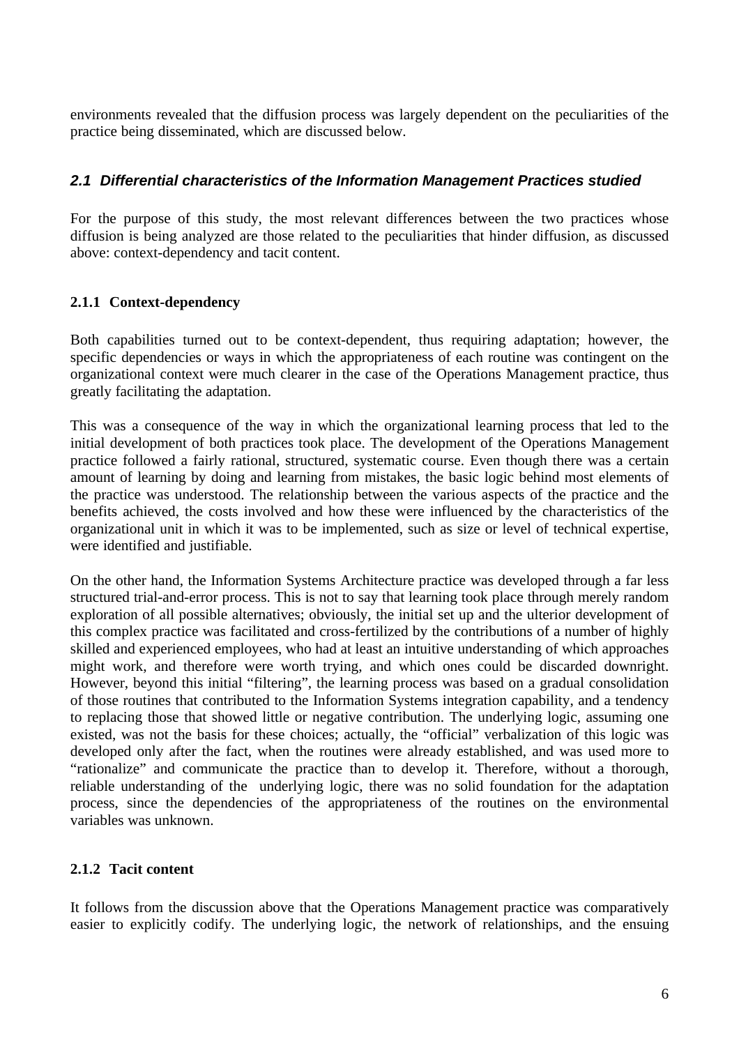environments revealed that the diffusion process was largely dependent on the peculiarities of the practice being disseminated, which are discussed below.

## *2.1 Differential characteristics of the Information Management Practices studied*

For the purpose of this study, the most relevant differences between the two practices whose diffusion is being analyzed are those related to the peculiarities that hinder diffusion, as discussed above: context-dependency and tacit content.

### 2.1.1 Context-dependency

Both capabilities turned out to be context-dependent, thus requiring adaptation; however, the specific dependencies or ways in which the appropriateness of each routine was contingent on the organizational context were much clearer in the case of the Operations Management practice, thus greatly facilitating the adaptation.

This was a consequence of the way in which the organizational learning process that led to the initial development of both practices took place. The development of the Operations Management practice followed a fairly rational, structured, systematic course. Even though there was a certain amount of learning by doing and learning from mistakes, the basic logic behind most elements of the practice was understood. The relationship between the various aspects of the practice and the benefits achieved, the costs involved and how these were influenced by the characteristics of the organizational unit in which it was to be implemented, such as size or level of technical expertise, were identified and justifiable.

On the other hand, the Information Systems Architecture practice was developed through a far less structured trial-and-error process. This is not to say that learning took place through merely random exploration of all possible alternatives; obviously, the initial set up and the ulterior development of this complex practice was facilitated and cross-fertilized by the contributions of a number of highly skilled and experienced employees, who had at least an intuitive understanding of which approaches might work, and therefore were worth trying, and which ones could be discarded downright. However, beyond this initial "filtering", the learning process was based on a gradual consolidation of those routines that contributed to the Information Systems integration capability, and a tendency to replacing those that showed little or negative contribution. The underlying logic, assuming one existed, was not the basis for these choices; actually, the "official" verbalization of this logic was developed only after the fact, when the routines were already established, and was used more to "rationalize" and communicate the practice than to develop it. Therefore, without a thorough, reliable understanding of the underlying logic, there was no solid foundation for the adaptation process, since the dependencies of the appropriateness of the routines on the environmental variables was unknown.

### 2.1.2 Tacit content

It follows from the discussion above that the Operations Management practice was comparatively easier to explicitly codify. The underlying logic, the network of relationships, and the ensuing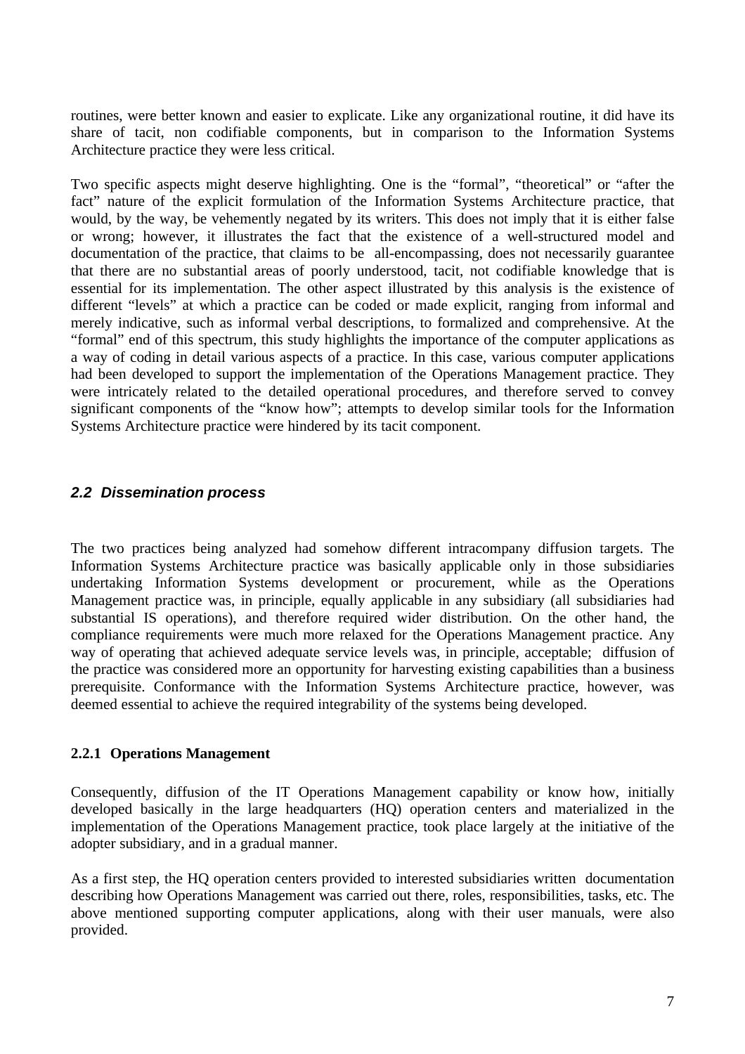routines, were better known and easier to explicate. Like any organizational routine, it did have its share of tacit, non codifiable components, but in comparison to the Information Systems Architecture practice they were less critical.

Two specific aspects might deserve highlighting. One is the "formal", "theoretical" or "after the fact" nature of the explicit formulation of the Information Systems Architecture practice, that would, by the way, be vehemently negated by its writers. This does not imply that it is either false or wrong; however, it illustrates the fact that the existence of a well-structured model and documentation of the practice, that claims to be all-encompassing, does not necessarily guarantee that there are no substantial areas of poorly understood, tacit, not codifiable knowledge that is essential for its implementation. The other aspect illustrated by this analysis is the existence of different "levels" at which a practice can be coded or made explicit, ranging from informal and merely indicative, such as informal verbal descriptions, to formalized and comprehensive. At the "formal" end of this spectrum, this study highlights the importance of the computer applications as a way of coding in detail various aspects of a practice. In this case, various computer applications had been developed to support the implementation of the Operations Management practice. They were intricately related to the detailed operational procedures, and therefore served to convey significant components of the "know how"; attempts to develop similar tools for the Information Systems Architecture practice were hindered by its tacit component.

## *2.2 Dissemination process*

The two practices being analyzed had somehow different intracompany diffusion targets. The Information Systems Architecture practice was basically applicable only in those subsidiaries undertaking Information Systems development or procurement, while as the Operations Management practice was, in principle, equally applicable in any subsidiary (all subsidiaries had substantial IS operations), and therefore required wider distribution. On the other hand, the compliance requirements were much more relaxed for the Operations Management practice. Any way of operating that achieved adequate service levels was, in principle, acceptable; diffusion of the practice was considered more an opportunity for harvesting existing capabilities than a business prerequisite. Conformance with the Information Systems Architecture practice, however, was deemed essential to achieve the required integrability of the systems being developed.

### 2.2.1 Operations Management

Consequently, diffusion of the IT Operations Management capability or know how, initially developed basically in the large headquarters (HQ) operation centers and materialized in the implementation of the Operations Management practice, took place largely at the initiative of the adopter subsidiary, and in a gradual manner.

As a first step, the HQ operation centers provided to interested subsidiaries written documentation describing how Operations Management was carried out there, roles, responsibilities, tasks, etc. The above mentioned supporting computer applications, along with their user manuals, were also provided.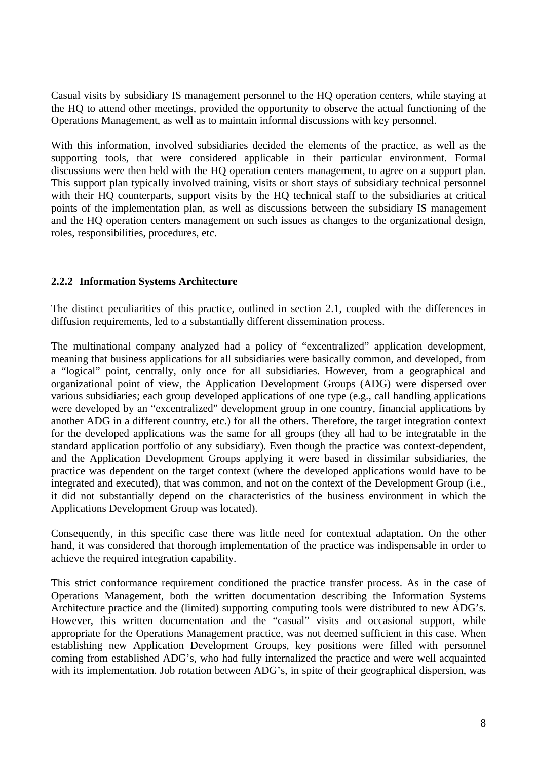Casual visits by subsidiary IS management personnel to the HQ operation centers, while staying at the HQ to attend other meetings, provided the opportunity to observe the actual functioning of the Operations Management, as well as to maintain informal discussions with key personnel.

With this information, involved subsidiaries decided the elements of the practice, as well as the supporting tools, that were considered applicable in their particular environment. Formal discussions were then held with the HQ operation centers management, to agree on a support plan. This support plan typically involved training, visits or short stays of subsidiary technical personnel with their HQ counterparts, support visits by the HQ technical staff to the subsidiaries at critical points of the implementation plan, as well as discussions between the subsidiary IS management and the HQ operation centers management on such issues as changes to the organizational design, roles, responsibilities, procedures, etc.

### 2.2.2 Information Systems Architecture

The distinct peculiarities of this practice, outlined in section 2.1, coupled with the differences in diffusion requirements, led to a substantially different dissemination process.

The multinational company analyzed had a policy of "excentralized" application development, meaning that business applications for all subsidiaries were basically common, and developed, from a "logical" point, centrally, only once for all subsidiaries. However, from a geographical and organizational point of view, the Application Development Groups (ADG) were dispersed over various subsidiaries; each group developed applications of one type (e.g., call handling applications were developed by an "excentralized" development group in one country, financial applications by another ADG in a different country, etc.) for all the others. Therefore, the target integration context for the developed applications was the same for all groups (they all had to be integratable in the standard application portfolio of any subsidiary). Even though the practice was context-dependent, and the Application Development Groups applying it were based in dissimilar subsidiaries, the practice was dependent on the target context (where the developed applications would have to be integrated and executed), that was common, and not on the context of the Development Group (i.e., it did not substantially depend on the characteristics of the business environment in which the Applications Development Group was located).

Consequently, in this specific case there was little need for contextual adaptation. On the other hand, it was considered that thorough implementation of the practice was indispensable in order to achieve the required integration capability.

This strict conformance requirement conditioned the practice transfer process. As in the case of Operations Management, both the written documentation describing the Information Systems Architecture practice and the (limited) supporting computing tools were distributed to new ADG's. However, this written documentation and the "casual" visits and occasional support, while appropriate for the Operations Management practice, was not deemed sufficient in this case. When establishing new Application Development Groups, key positions were filled with personnel coming from established ADG's, who had fully internalized the practice and were well acquainted with its implementation. Job rotation between ADG's, in spite of their geographical dispersion, was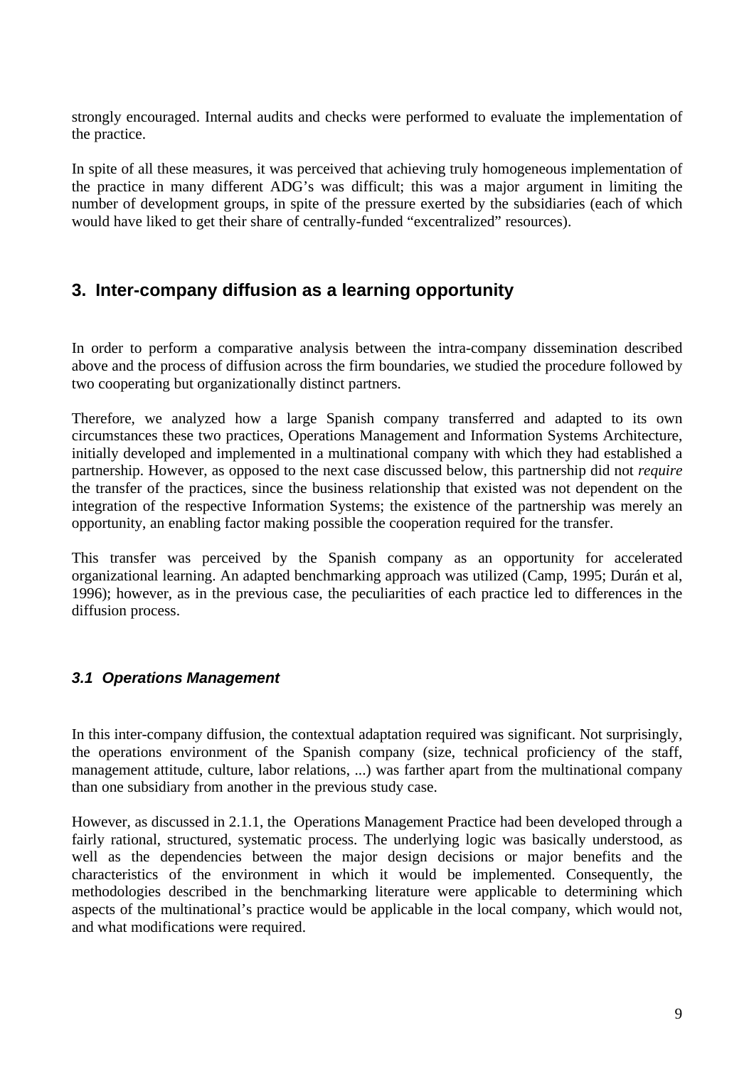strongly encouraged. Internal audits and checks were performed to evaluate the implementation of the practice.

In spite of all these measures, it was perceived that achieving truly homogeneous implementation of the practice in many different ADG's was difficult; this was a major argument in limiting the number of development groups, in spite of the pressure exerted by the subsidiaries (each of which would have liked to get their share of centrally-funded "excentralized" resources).

## 3. Inter-company diffusion as a learning opportunity

In order to perform a comparative analysis between the intra-company dissemination described above and the process of diffusion across the firm boundaries, we studied the procedure followed by two cooperating but organizationally distinct partners.

Therefore, we analyzed how a large Spanish company transferred and adapted to its own circumstances these two practices, Operations Management and Information Systems Architecture, initially developed and implemented in a multinational company with which they had established a partnership. However, as opposed to the next case discussed below, this partnership did not *require* the transfer of the practices, since the business relationship that existed was not dependent on the integration of the respective Information Systems; the existence of the partnership was merely an opportunity, an enabling factor making possible the cooperation required for the transfer.

This transfer was perceived by the Spanish company as an opportunity for accelerated organizational learning. An adapted benchmarking approach was utilized (Camp, 1995; Durán et al, 1996); however, as in the previous case, the peculiarities of each practice led to differences in the diffusion process.

### *3.1 Operations Management*

In this inter-company diffusion, the contextual adaptation required was significant. Not surprisingly, the operations environment of the Spanish company (size, technical proficiency of the staff, management attitude, culture, labor relations, ...) was farther apart from the multinational company than one subsidiary from another in the previous study case.

However, as discussed in 2.1.1, the Operations Management Practice had been developed through a fairly rational, structured, systematic process. The underlying logic was basically understood, as well as the dependencies between the major design decisions or major benefits and the characteristics of the environment in which it would be implemented. Consequently, the methodologies described in the benchmarking literature were applicable to determining which aspects of the multinational's practice would be applicable in the local company, which would not, and what modifications were required.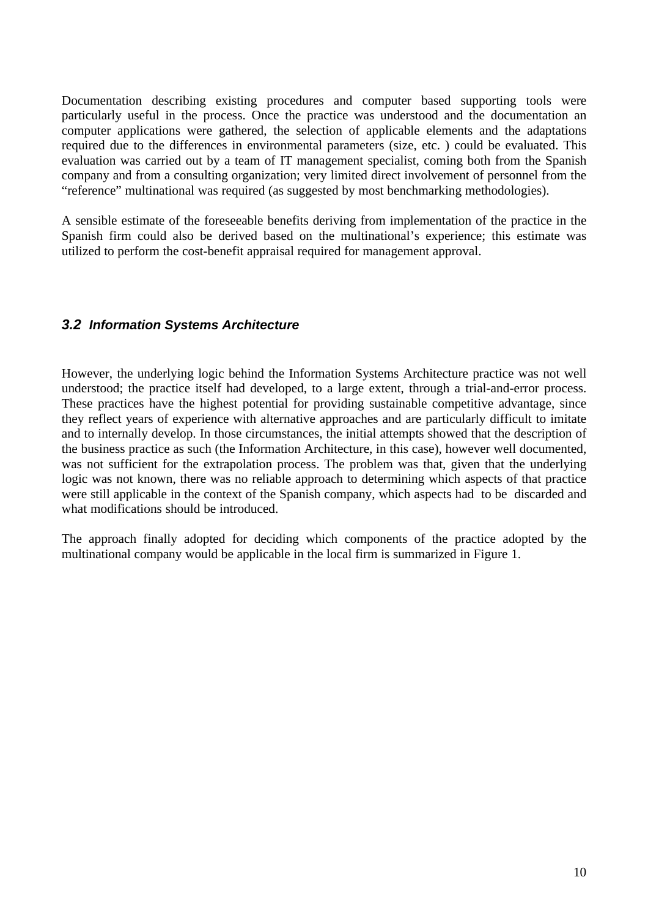Documentation describing existing procedures and computer based supporting tools were particularly useful in the process. Once the practice was understood and the documentation an computer applications were gathered, the selection of applicable elements and the adaptations required due to the differences in environmental parameters (size, etc. ) could be evaluated. This evaluation was carried out by a team of IT management specialist, coming both from the Spanish company and from a consulting organization; very limited direct involvement of personnel from the "reference" multinational was required (as suggested by most benchmarking methodologies).

A sensible estimate of the foreseeable benefits deriving from implementation of the practice in the Spanish firm could also be derived based on the multinational's experience; this estimate was utilized to perform the cost-benefit appraisal required for management approval.

### *3.2 Information Systems Architecture*

However, the underlying logic behind the Information Systems Architecture practice was not well understood; the practice itself had developed, to a large extent, through a trial-and-error process. These practices have the highest potential for providing sustainable competitive advantage, since they reflect years of experience with alternative approaches and are particularly difficult to imitate and to internally develop. In those circumstances, the initial attempts showed that the description of the business practice as such (the Information Architecture, in this case), however well documented, was not sufficient for the extrapolation process. The problem was that, given that the underlying logic was not known, there was no reliable approach to determining which aspects of that practice were still applicable in the context of the Spanish company, which aspects had to be discarded and what modifications should be introduced.

The approach finally adopted for deciding which components of the practice adopted by the multinational company would be applicable in the local firm is summarized in Figure 1.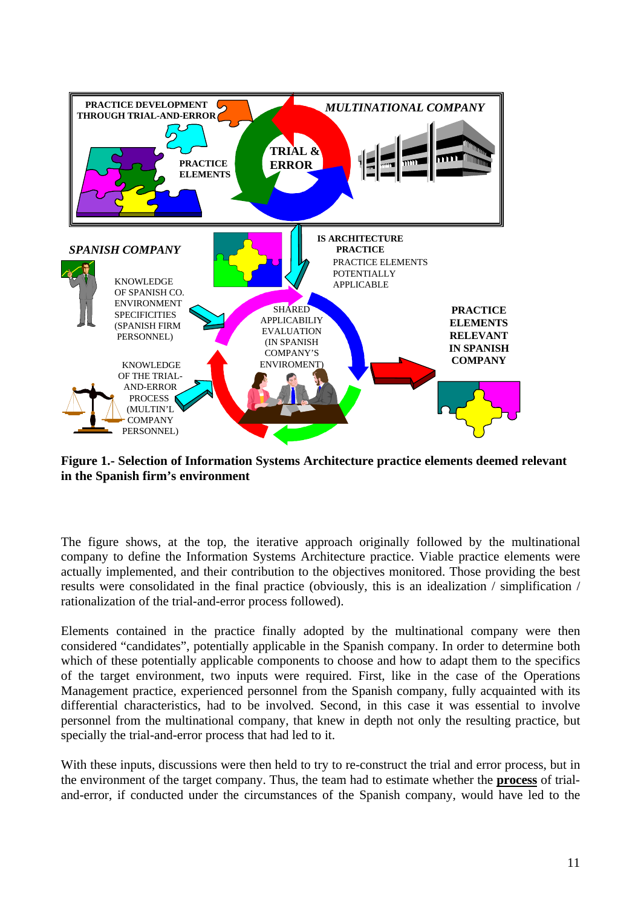**Figure 1.- Selection of Information Systems Architecture practice elements deemed relevant in the Spanish firm's environment**

The figure shows, at the top, the iterative approach originally followed by the multinational company to define the Information Systems Architecture practice. Viable practice elements were actually implemented, and their contribution to the objectives monitored. Those providing the best results were consolidated in the final practice (obviously, this is an idealization / simplification / rationalization of the trial-and-error process followed).

Elements contained in the practice finally adopted by the multinational company were then considered "candidates", potentially applicable in the Spanish company. In order to determine both which of these potentially applicable components to choose and how to adapt them to the specifics of the target environment, two inputs were required. First, like in the case of the Operations Management practice, experienced personnel from the Spanish company, fully acquainted with its differential characteristics, had to be involved. Second, in this case it was essential to involve personnel from the multinational company, that knew in depth not only the resulting practice, but specially the trial-and-error process that had led to it.

With these inputs, discussions were then held to try to re-construct the trial and error process, but in the environment of the target company. Thus, the team had to estimate whether the **process** of trial-and-error, if conducted under the circumstances of the Spanish company, would have led to the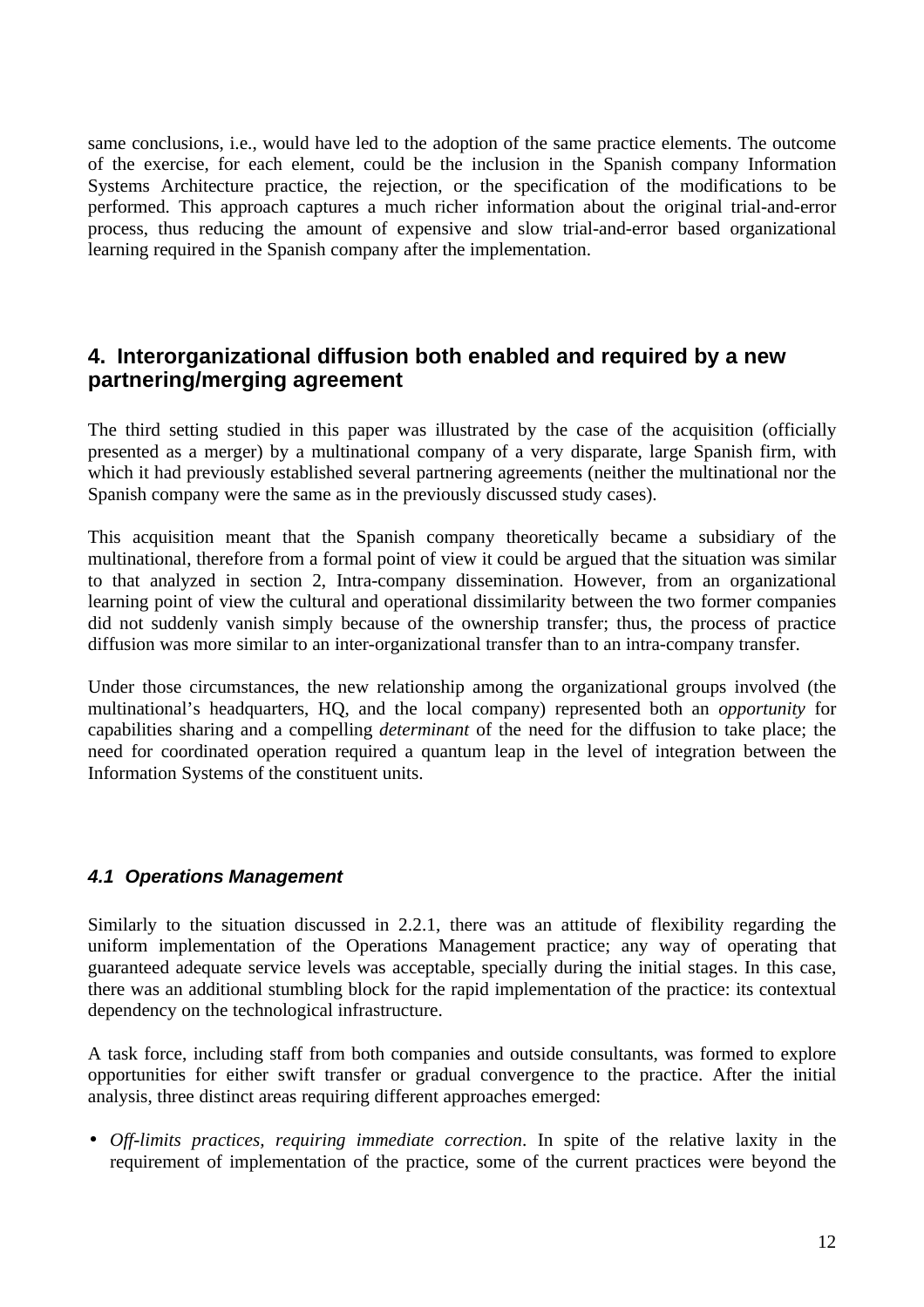same conclusions, i.e., would have led to the adoption of the same practice elements. The outcome of the exercise, for each element, could be the inclusion in the Spanish company Information Systems Architecture practice, the rejection, or the specification of the modifications to be performed. This approach captures a much richer information about the original trial-and-error process, thus reducing the amount of expensive and slow trial-and-error based organizational learning required in the Spanish company after the implementation.

## 4. Interorganizational diffusion both enabled and required by a new partnering/merging agreement

The third setting studied in this paper was illustrated by the case of the acquisition (officially presented as a merger) by a multinational company of a very disparate, large Spanish firm, with which it had previously established several partnering agreements (neither the multinational nor the Spanish company were the same as in the previously discussed study cases).

This acquisition meant that the Spanish company theoretically became a subsidiary of the multinational, therefore from a formal point of view it could be argued that the situation was similar to that analyzed in section 2, Intra-company dissemination. However, from an organizational learning point of view the cultural and operational dissimilarity between the two former companies did not suddenly vanish simply because of the ownership transfer; thus, the process of practice diffusion was more similar to an inter-organizational transfer than to an intra-company transfer.

Under those circumstances, the new relationship among the organizational groups involved (the multinational's headquarters, HQ, and the local company) represented both an *opportunity* for capabilities sharing and a compelling *determinant* of the need for the diffusion to take place; the need for coordinated operation required a quantum leap in the level of integration between the Information Systems of the constituent units.

### *4.1 Operations Management*

Similarly to the situation discussed in 2.2.1, there was an attitude of flexibility regarding the uniform implementation of the Operations Management practice; any way of operating that guaranteed adequate service levels was acceptable, specially during the initial stages. In this case, there was an additional stumbling block for the rapid implementation of the practice: its contextual dependency on the technological infrastructure.

A task force, including staff from both companies and outside consultants, was formed to explore opportunities for either swift transfer or gradual convergence to the practice. After the initial analysis, three distinct areas requiring different approaches emerged:

- *Off-limits practices, requiring immediate correction*. In spite of the relative laxity in the requirement of implementation of the practice, some of the current practices were beyond the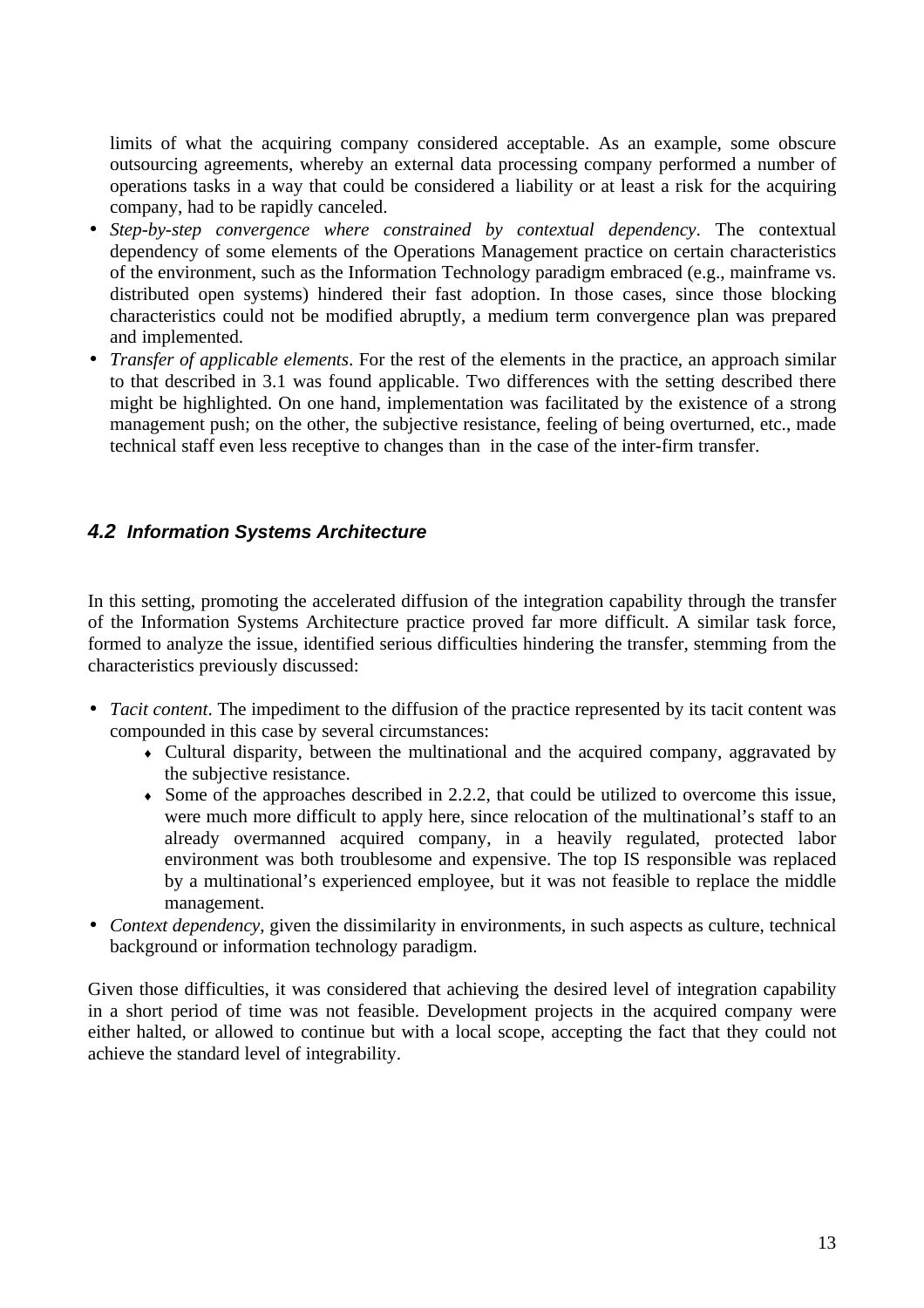limits of what the acquiring company considered acceptable. As an example, some obscure outsourcing agreements, whereby an external data processing company performed a number of operations tasks in a way that could be considered a liability or at least a risk for the acquiring company, had to be rapidly canceled.

- *Step-by-step convergence where constrained by contextual dependency*. The contextual dependency of some elements of the Operations Management practice on certain characteristics of the environment, such as the Information Technology paradigm embraced (e.g., mainframe vs. distributed open systems) hindered their fast adoption. In those cases, since those blocking characteristics could not be modified abruptly, a medium term convergence plan was prepared and implemented.
- *Transfer of applicable elements*. For the rest of the elements in the practice, an approach similar to that described in 3.1 was found applicable. Two differences with the setting described there might be highlighted. On one hand, implementation was facilitated by the existence of a strong management push; on the other, the subjective resistance, feeling of being overturned, etc., made technical staff even less receptive to changes than in the case of the inter-firm transfer.

### *4.2 Information Systems Architecture*

In this setting, promoting the accelerated diffusion of the integration capability through the transfer of the Information Systems Architecture practice proved far more difficult. A similar task force, formed to analyze the issue, identified serious difficulties hindering the transfer, stemming from the characteristics previously discussed:

- *Tacit content*. The impediment to the diffusion of the practice represented by its tacit content was compounded in this case by several circumstances:
    - Cultural disparity, between the multinational and the acquired company, aggravated by the subjective resistance.
    - Some of the approaches described in 2.2.2, that could be utilized to overcome this issue, were much more difficult to apply here, since relocation of the multinational's staff to an already overmanned acquired company, in a heavily regulated, protected labor environment was both troublesome and expensive. The top IS responsible was replaced by a multinational's experienced employee, but it was not feasible to replace the middle management.
- *Context dependency*, given the dissimilarity in environments, in such aspects as culture, technical background or information technology paradigm.

Given those difficulties, it was considered that achieving the desired level of integration capability in a short period of time was not feasible. Development projects in the acquired company were either halted, or allowed to continue but with a local scope, accepting the fact that they could not achieve the standard level of integrability.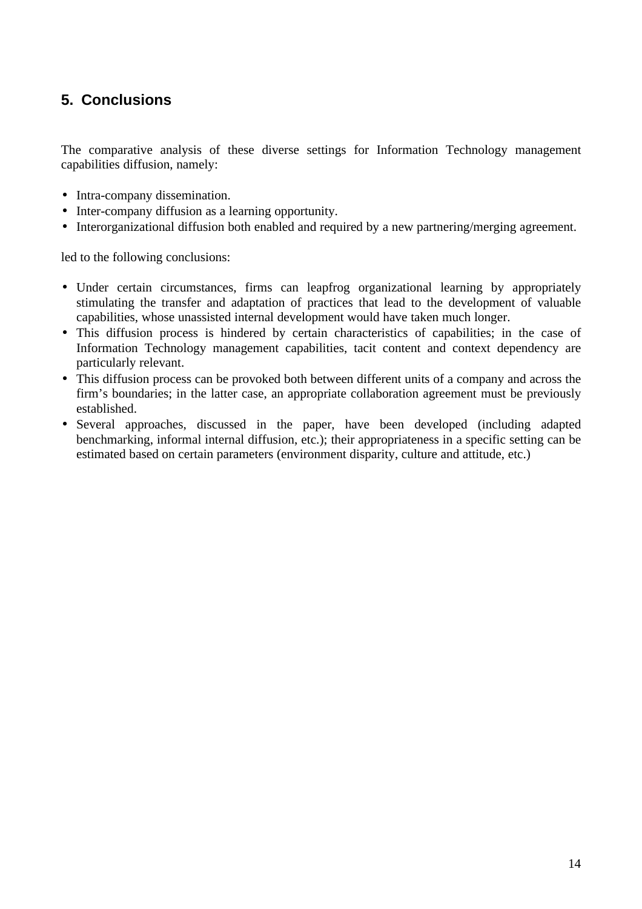## 5. Conclusions

The comparative analysis of these diverse settings for Information Technology management capabilities diffusion, namely:

- Intra-company dissemination.
- Inter-company diffusion as a learning opportunity.
- Interorganizational diffusion both enabled and required by a new partnering/merging agreement.

led to the following conclusions:

- Under certain circumstances, firms can leapfrog organizational learning by appropriately stimulating the transfer and adaptation of practices that lead to the development of valuable capabilities, whose unassisted internal development would have taken much longer.
- This diffusion process is hindered by certain characteristics of capabilities; in the case of Information Technology management capabilities, tacit content and context dependency are particularly relevant.
- This diffusion process can be provoked both between different units of a company and across the firm's boundaries; in the latter case, an appropriate collaboration agreement must be previously established.
- Several approaches, discussed in the paper, have been developed (including adapted benchmarking, informal internal diffusion, etc.); their appropriateness in a specific setting can be estimated based on certain parameters (environment disparity, culture and attitude, etc.)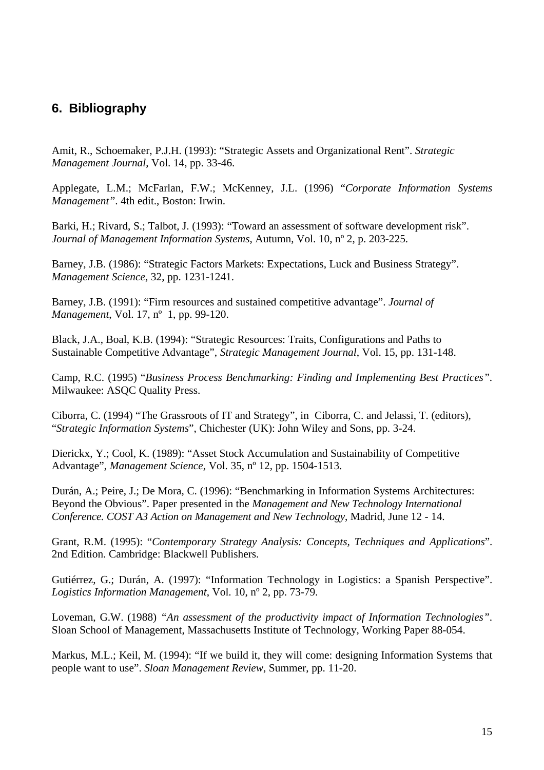## 6. Bibliography

Amit, R., Schoemaker, P.J.H. (1993): "Strategic Assets and Organizational Rent". *Strategic Management Journal*, Vol. 14, pp. 33-46.

Applegate, L.M.; McFarlan, F.W.; McKenney, J.L. (1996) "*Corporate Information Systems Management*". 4th edit., Boston: Irwin.

Barki, H.; Rivard, S.; Talbot, J. (1993): "Toward an assessment of software development risk". *Journal of Management Information Systems*, Autumn, Vol. 10, nº 2, p. 203-225.

Barney, J.B. (1986): "Strategic Factors Markets: Expectations, Luck and Business Strategy". *Management Science*, 32, pp. 1231-1241.

Barney, J.B. (1991): "Firm resources and sustained competitive advantage". *Journal of Management*, Vol. 17, nº 1, pp. 99-120.

Black, J.A., Boal, K.B. (1994): "Strategic Resources: Traits, Configurations and Paths to Sustainable Competitive Advantage", *Strategic Management Journal*, Vol. 15, pp. 131-148.

Camp, R.C. (1995) "*Business Process Benchmarking: Finding and Implementing Best Practices*". Milwaukee: ASQC Quality Press.

Ciborra, C. (1994) "The Grassroots of IT and Strategy", in Ciborra, C. and Jelassi, T. (editors), "*Strategic Information Systems*", Chichester (UK): John Wiley and Sons, pp. 3-24.

Dierickx, Y.; Cool, K. (1989): "Asset Stock Accumulation and Sustainability of Competitive Advantage", *Management Science*, Vol. 35, nº 12, pp. 1504-1513.

Durán, A.; Peire, J.; De Mora, C. (1996): "Benchmarking in Information Systems Architectures: Beyond the Obvious". Paper presented in the *Management and New Technology International Conference. COST A3 Action on Management and New Technology*, Madrid, June 12 - 14.

Grant, R.M. (1995): "*Contemporary Strategy Analysis: Concepts, Techniques and Applications*". 2nd Edition. Cambridge: Blackwell Publishers.

Gutiérrez, G.; Durán, A. (1997): "Information Technology in Logistics: a Spanish Perspective". *Logistics Information Management*, Vol. 10, nº 2, pp. 73-79.

Loveman, G.W. (1988) "*An assessment of the productivity impact of Information Technologies*". Sloan School of Management, Massachusetts Institute of Technology, Working Paper 88-054.

Markus, M.L.; Keil, M. (1994): "If we build it, they will come: designing Information Systems that people want to use". *Sloan Management Review*, Summer, pp. 11-20.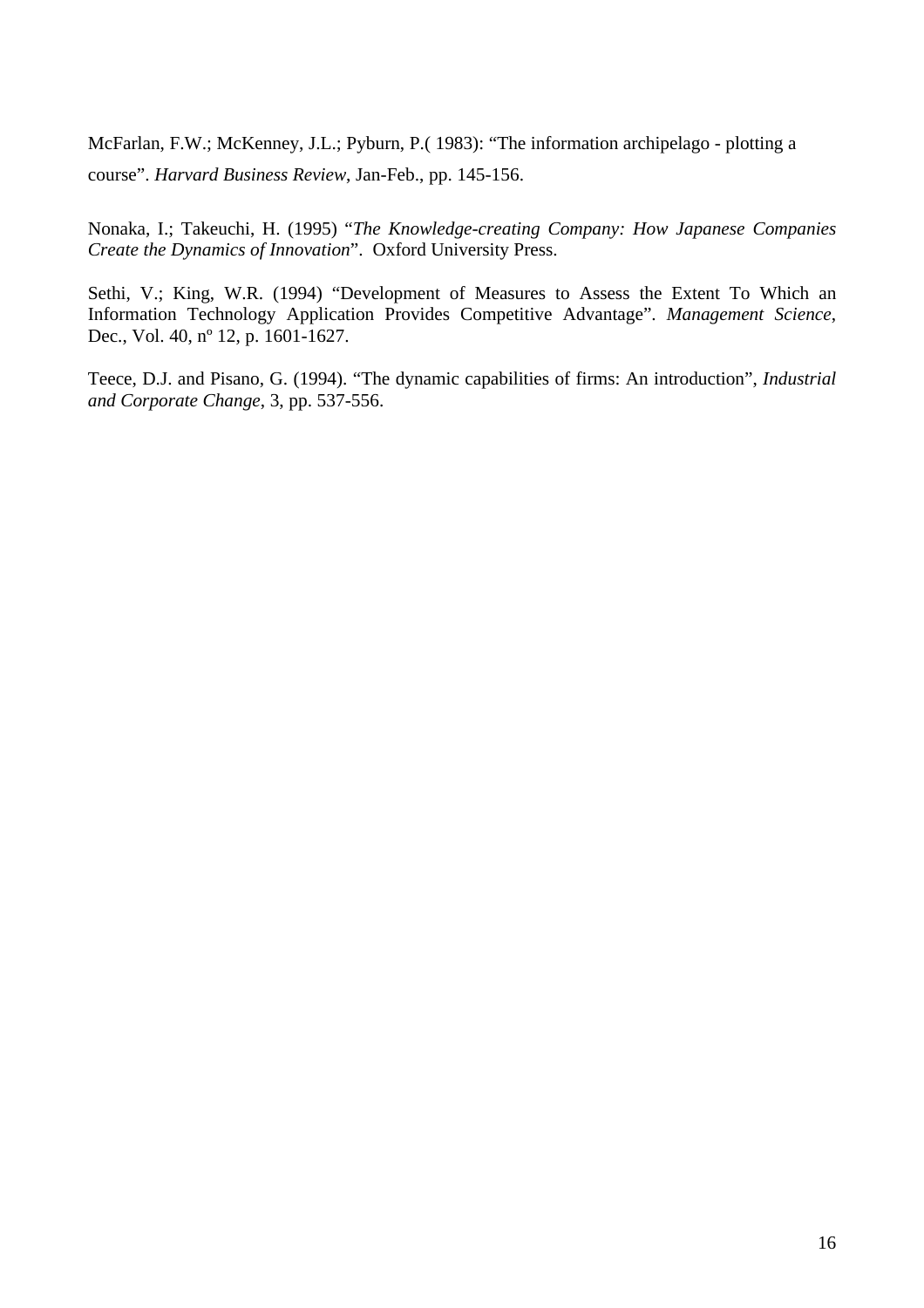McFarlan, F.W.; McKenney, J.L.; Pyburn, P.( 1983): "The information archipelago - plotting a course". *Harvard Business Review*, Jan-Feb., pp. 145-156.

Nonaka, I.; Takeuchi, H. (1995) "*The Knowledge-creating Company: How Japanese Companies Create the Dynamics of Innovation*". Oxford University Press.

Sethi, V.; King, W.R. (1994) "Development of Measures to Assess the Extent To Which an Information Technology Application Provides Competitive Advantage". *Management Science*, Dec., Vol. 40, nº 12, p. 1601-1627.

Teece, D.J. and Pisano, G. (1994). "The dynamic capabilities of firms: An introduction", *Industrial and Corporate Change*, 3, pp. 537-556.